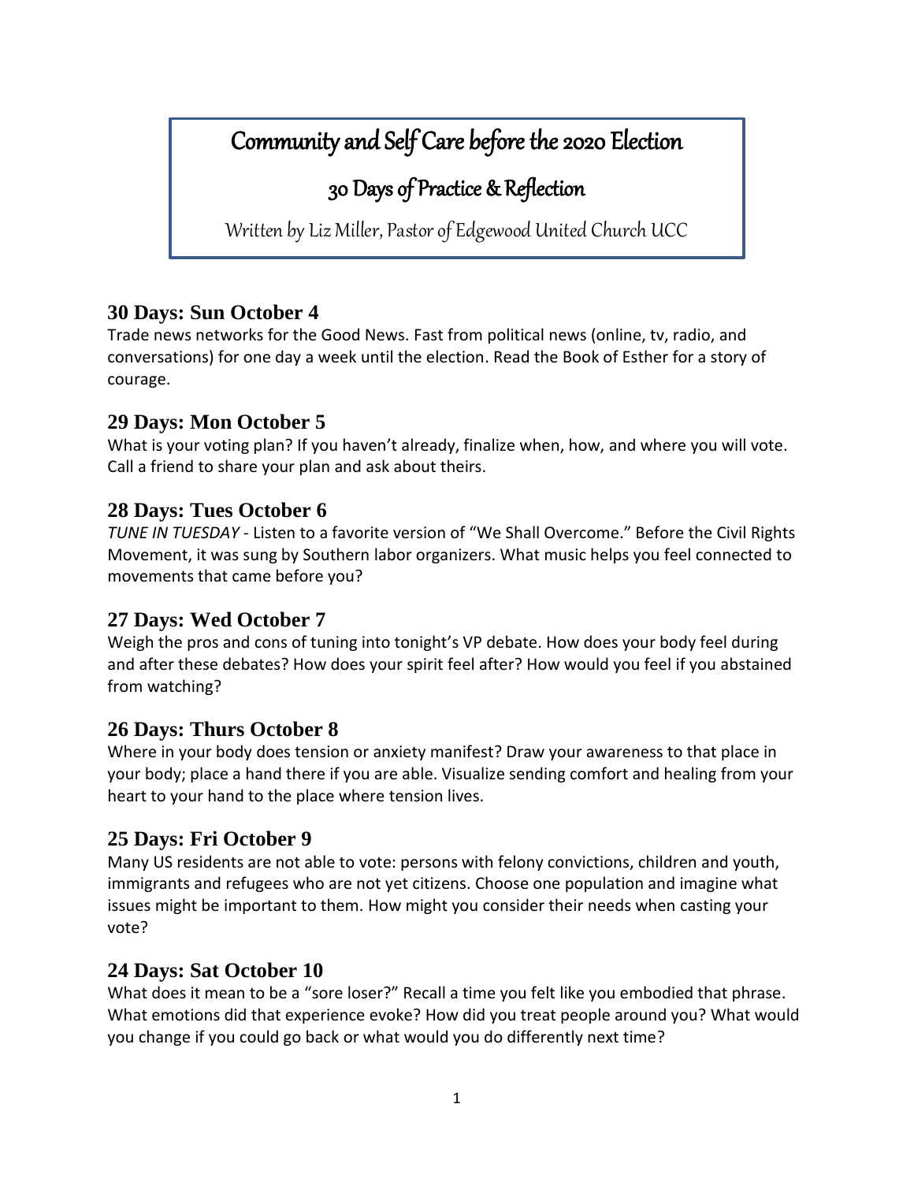# Community and Self Care before the 2020 Election

## 30 Days of Practice & Reflection

Written by Liz Miller, Pastor of Edgewood United Church UCC

### 30 Days: Sun October 4

Trade news networks for the Good News. Fast from political news (online, tv, radio, and conversations) for one day a week until the election. Read the Book of Esther for a story of courage.

### 29 Days: Mon October 5

What is your voting plan? If you haven't already, finalize when, how, and where you will vote. Call a friend to share your plan and ask about theirs.

### 28 Days: Tues October 6

*TUNE IN TUESDAY* - Listen to a favorite version of "We Shall Overcome." Before the Civil Rights Movement, it was sung by Southern labor organizers. What music helps you feel connected to movements that came before you?

### 27 Days: Wed October 7

Weigh the pros and cons of tuning into tonight's VP debate. How does your body feel during and after these debates? How does your spirit feel after? How would you feel if you abstained from watching?

### 26 Days: Thurs October 8

Where in your body does tension or anxiety manifest? Draw your awareness to that place in your body; place a hand there if you are able. Visualize sending comfort and healing from your heart to your hand to the place where tension lives.

### 25 Days: Fri October 9

Many US residents are not able to vote: persons with felony convictions, children and youth, immigrants and refugees who are not yet citizens. Choose one population and imagine what issues might be important to them. How might you consider their needs when casting your vote?

### 24 Days: Sat October 10

What does it mean to be a "sore loser?" Recall a time you felt like you embodied that phrase. What emotions did that experience evoke? How did you treat people around you? What would you change if you could go back or what would you do differently next time?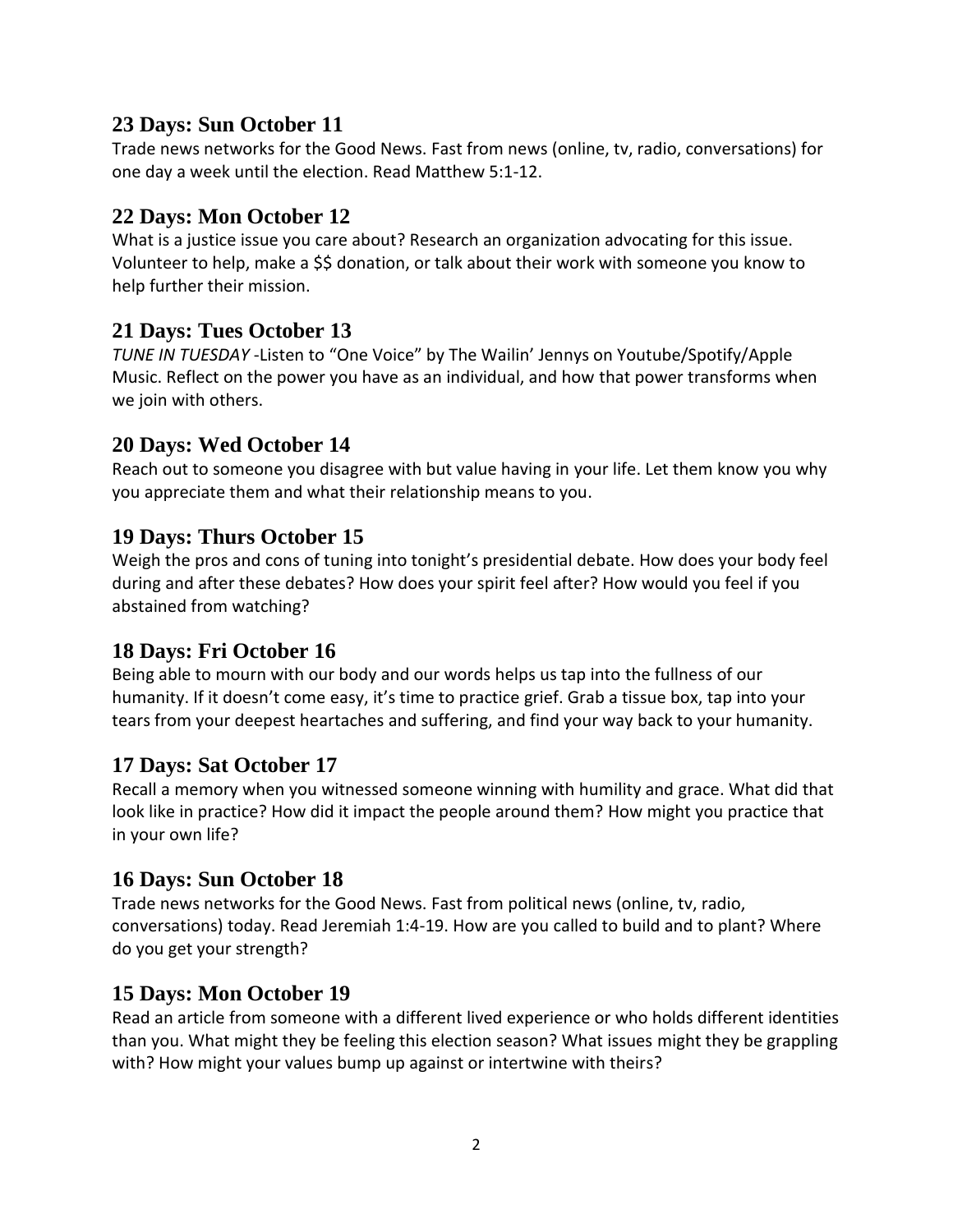## 23 Days: Sun October 11

Trade news networks for the Good News. Fast from news (online, tv, radio, conversations) for one day a week until the election. Read Matthew 5:1-12.

## 22 Days: Mon October 12

What is a justice issue you care about? Research an organization advocating for this issue. Volunteer to help, make a $$ donation, or talk about their work with someone you know to help further their mission.

## 21 Days: Tues October 13

*TUNE IN TUESDAY* -Listen to "One Voice" by The Wailin' Jennys on Youtube/Spotify/Apple Music. Reflect on the power you have as an individual, and how that power transforms when we join with others.

## 20 Days: Wed October 14

Reach out to someone you disagree with but value having in your life. Let them know you why you appreciate them and what their relationship means to you.

## 19 Days: Thurs October 15

Weigh the pros and cons of tuning into tonight's presidential debate. How does your body feel during and after these debates? How does your spirit feel after? How would you feel if you abstained from watching?

## 18 Days: Fri October 16

Being able to mourn with our body and our words helps us tap into the fullness of our humanity. If it doesn't come easy, it's time to practice grief. Grab a tissue box, tap into your tears from your deepest heartaches and suffering, and find your way back to your humanity.

## 17 Days: Sat October 17

Recall a memory when you witnessed someone winning with humility and grace. What did that look like in practice? How did it impact the people around them? How might you practice that in your own life?

## 16 Days: Sun October 18

Trade news networks for the Good News. Fast from political news (online, tv, radio, conversations) today. Read Jeremiah 1:4-19. How are you called to build and to plant? Where do you get your strength?

## 15 Days: Mon October 19

Read an article from someone with a different lived experience or who holds different identities than you. What might they be feeling this election season? What issues might they be grappling with? How might your values bump up against or intertwine with theirs?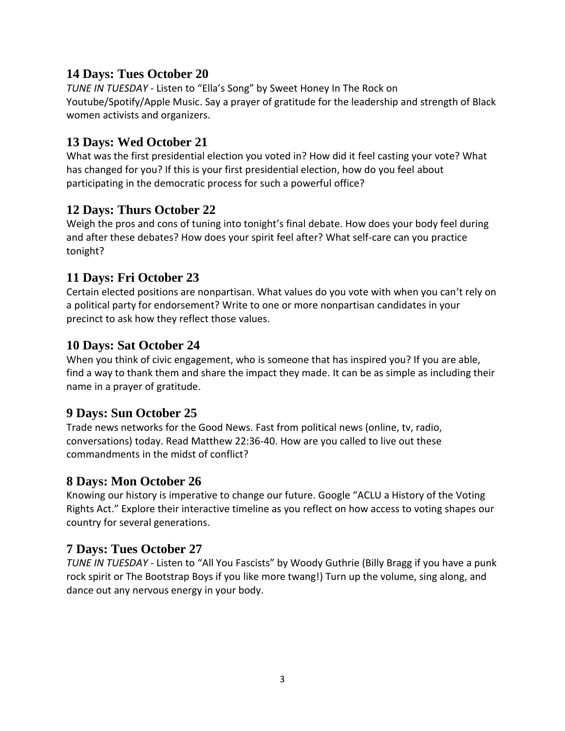## 14 Days: Tues October 20

*TUNE IN TUESDAY* - Listen to "Ella's Song" by Sweet Honey In The Rock on Youtube/Spotify/Apple Music. Say a prayer of gratitude for the leadership and strength of Black women activists and organizers.

## 13 Days: Wed October 21

What was the first presidential election you voted in? How did it feel casting your vote? What has changed for you? If this is your first presidential election, how do you feel about participating in the democratic process for such a powerful office?

## 12 Days: Thurs October 22

Weigh the pros and cons of tuning into tonight's final debate. How does your body feel during and after these debates? How does your spirit feel after? What self-care can you practice tonight?

## 11 Days: Fri October 23

Certain elected positions are nonpartisan. What values do you vote with when you can't rely on a political party for endorsement? Write to one or more nonpartisan candidates in your precinct to ask how they reflect those values.

## 10 Days: Sat October 24

When you think of civic engagement, who is someone that has inspired you? If you are able, find a way to thank them and share the impact they made. It can be as simple as including their name in a prayer of gratitude.

## 9 Days: Sun October 25

Trade news networks for the Good News. Fast from political news (online, tv, radio, conversations) today. Read Matthew 22:36-40. How are you called to live out these commandments in the midst of conflict?

## 8 Days: Mon October 26

Knowing our history is imperative to change our future. Google "ACLU a History of the Voting Rights Act." Explore their interactive timeline as you reflect on how access to voting shapes our country for several generations.

## 7 Days: Tues October 27

*TUNE IN TUESDAY* - Listen to "All You Fascists" by Woody Guthrie (Billy Bragg if you have a punk rock spirit or The Bootstrap Boys if you like more twang!) Turn up the volume, sing along, and dance out any nervous energy in your body.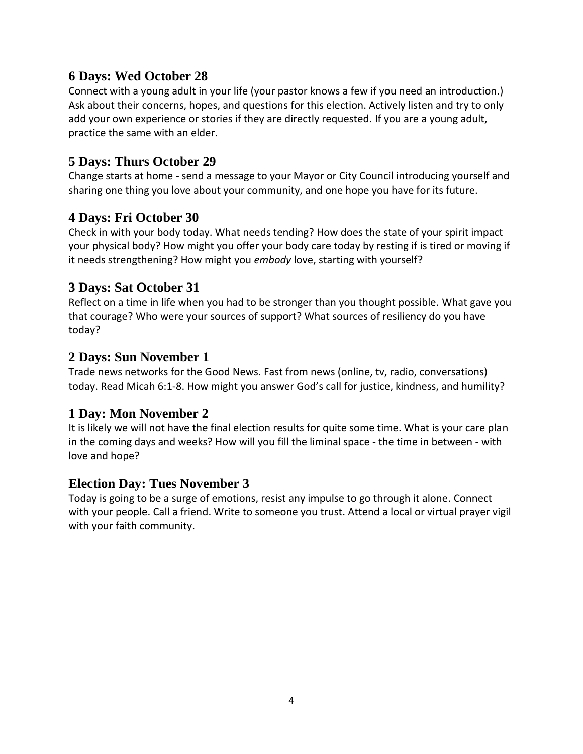## 6 Days: Wed October 28

Connect with a young adult in your life (your pastor knows a few if you need an introduction.) Ask about their concerns, hopes, and questions for this election. Actively listen and try to only add your own experience or stories if they are directly requested. If you are a young adult, practice the same with an elder.

## 5 Days: Thurs October 29

Change starts at home - send a message to your Mayor or City Council introducing yourself and sharing one thing you love about your community, and one hope you have for its future.

## 4 Days: Fri October 30

Check in with your body today. What needs tending? How does the state of your spirit impact your physical body? How might you offer your body care today by resting if is tired or moving if it needs strengthening? How might you *embody* love, starting with yourself?

## 3 Days: Sat October 31

Reflect on a time in life when you had to be stronger than you thought possible. What gave you that courage? Who were your sources of support? What sources of resiliency do you have today?

## 2 Days: Sun November 1

Trade news networks for the Good News. Fast from news (online, tv, radio, conversations) today. Read Micah 6:1-8. How might you answer God's call for justice, kindness, and humility?

## 1 Day: Mon November 2

It is likely we will not have the final election results for quite some time. What is your care plan in the coming days and weeks? How will you fill the liminal space - the time in between - with love and hope?

## Election Day: Tues November 3

Today is going to be a surge of emotions, resist any impulse to go through it alone. Connect with your people. Call a friend. Write to someone you trust. Attend a local or virtual prayer vigil with your faith community.